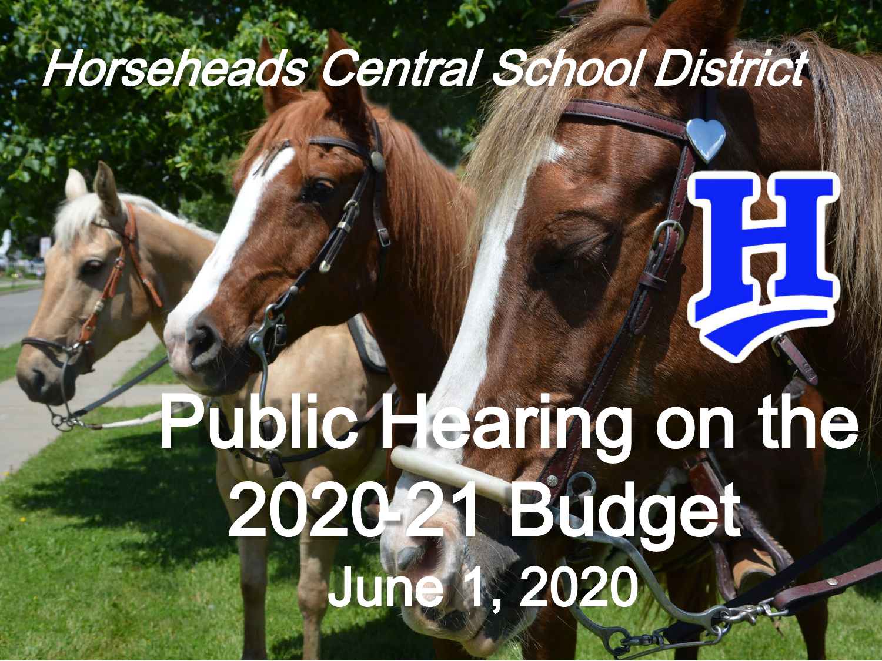*Horseheads Central School District*

# Public Hearing on the 2020-21 Budget

## June 1, 2020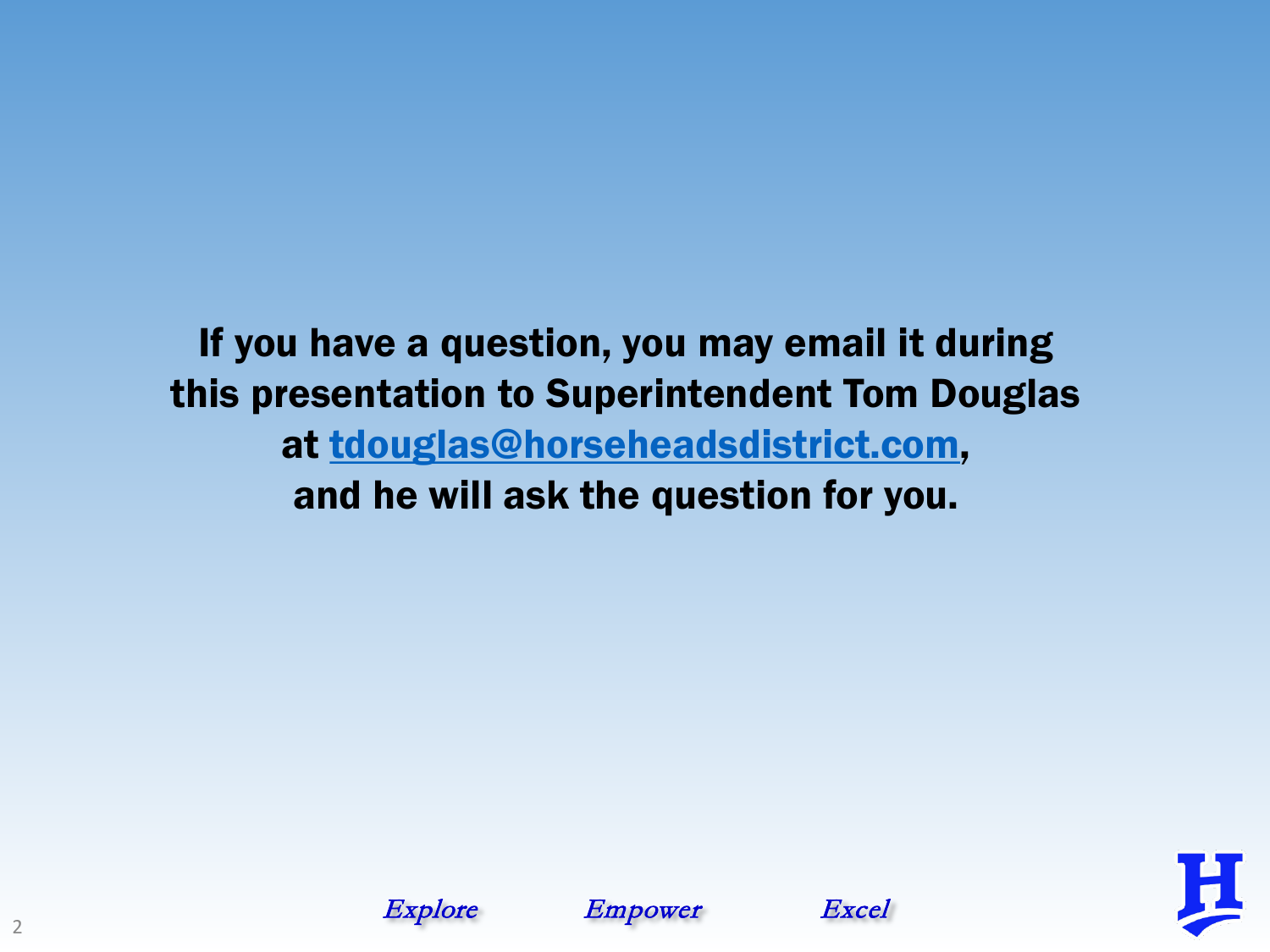**If you have a question, you may email it during this presentation to Superintendent Tom Douglas at tdouglas@horseheadsdistrict.com, and he will ask the question for you.**

*Explore* *Empower* *Excel*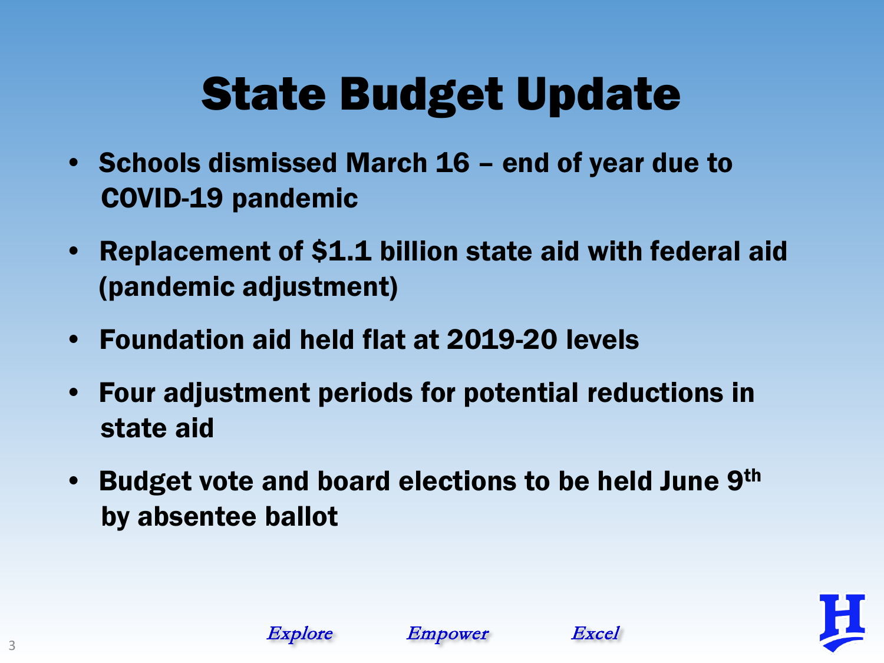# State Budget Update

- Schools dismissed March 16 – end of year due to COVID-19 pandemic
- Replacement of $1.1 billion state aid with federal aid (pandemic adjustment)
- Foundation aid held flat at 2019-20 levels
- Four adjustment periods for potential reductions in state aid
- Budget vote and board elections to be held June 9th by absentee ballot

*Explore* *Empower* *Excel*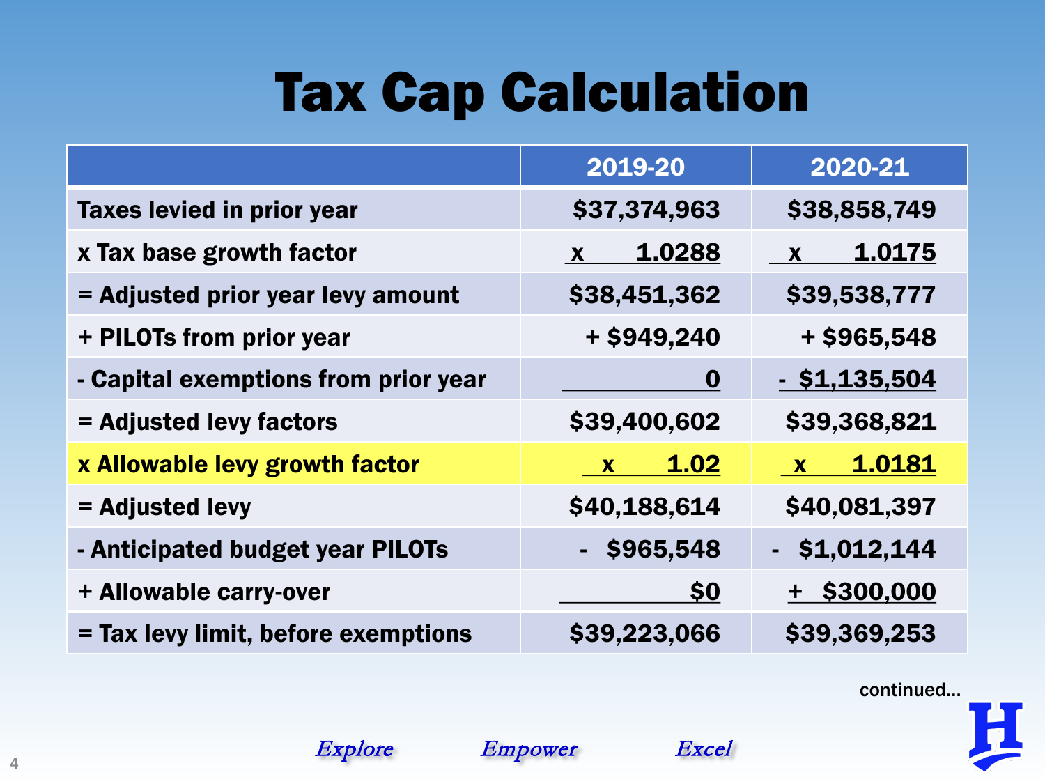# Tax Cap Calculation

| | 2019-20 | 2020-21 |
|---|---|---|
| Taxes levied in prior year | $37,374,963 | $38,858,749 |
| x Tax base growth factor | x 1.0288 | x 1.0175 |
| = Adjusted prior year levy amount | $38,451,362 | $39,538,777 |
| + PILOTs from prior year | + $949,240 | + $965,548 |
| - Capital exemptions from prior year | 0 | - $1,135,504 |
| = Adjusted levy factors | $39,400,602 | $39,368,821 |
| x Allowable levy growth factor | x 1.02 | x 1.0181 |
| = Adjusted levy | $40,188,614 | $40,081,397 |
| - Anticipated budget year PILOTs | - $965,548 | - $1,012,144 |
| + Allowable carry-over | $0 | + $300,000 |
| = Tax levy limit, before exemptions | $39,223,066 | $39,369,253 |

continued…

*Explore* *Empower* *Excel*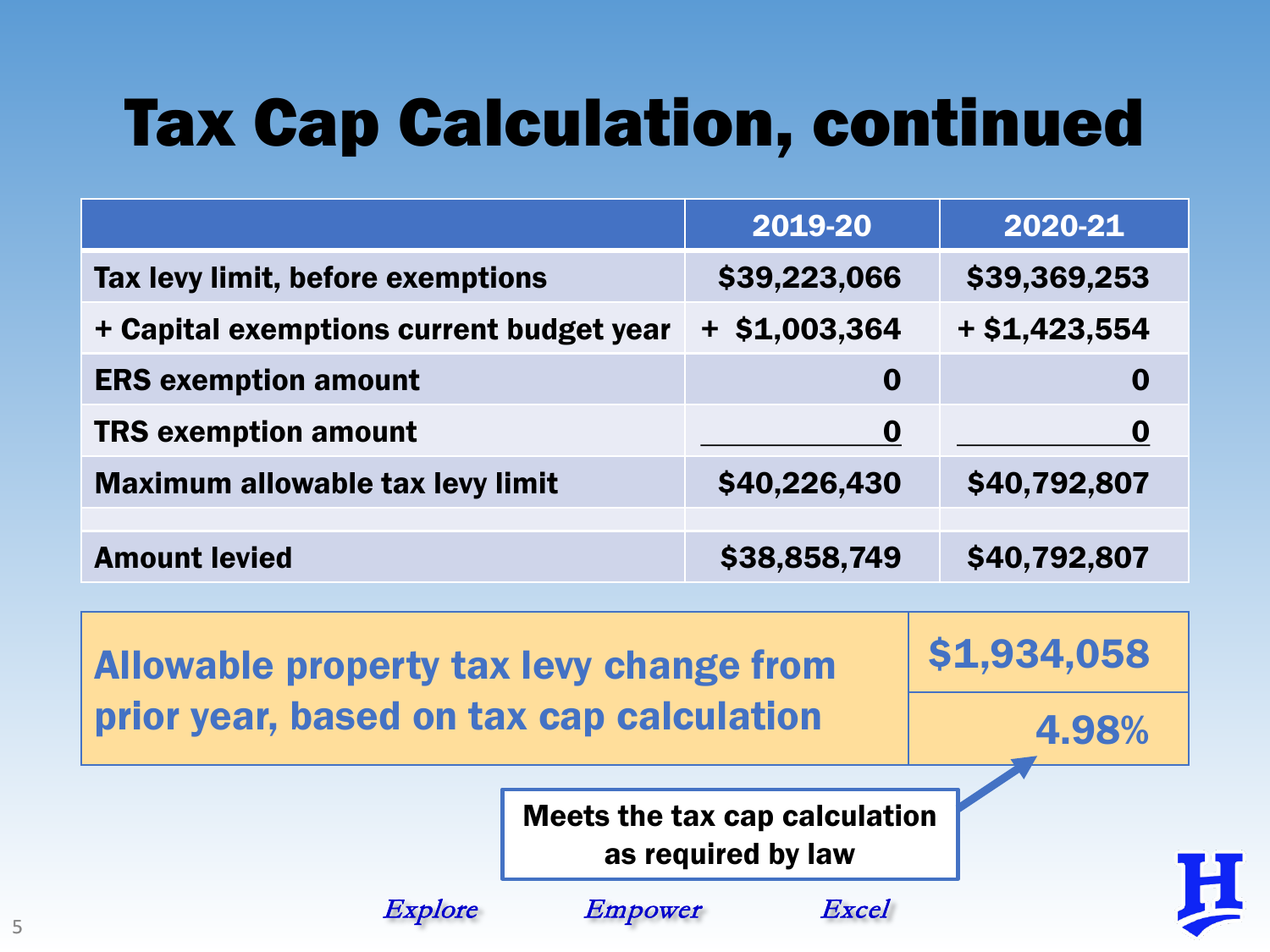# Tax Cap Calculation, continued

| | 2019-20 | 2020-21 |
|---|---|---|
| Tax levy limit, before exemptions | $39,223,066 | $39,369,253 |
| + Capital exemptions current budget year | + $1,003,364 | + $1,423,554 |
| ERS exemption amount | 0 | 0 |
| TRS exemption amount | 0 | 0 |
| Maximum allowable tax levy limit | $40,226,430 | $40,792,807 |
| | | |
| Amount levied | $38,858,749 | $40,792,807 |

| Allowable property tax levy change from prior year, based on tax cap calculation | $1,934,058 |
|---|---|
| | 4.98% |

**Meets the tax cap calculation as required by law**

*Explore* *Empower* *Excel*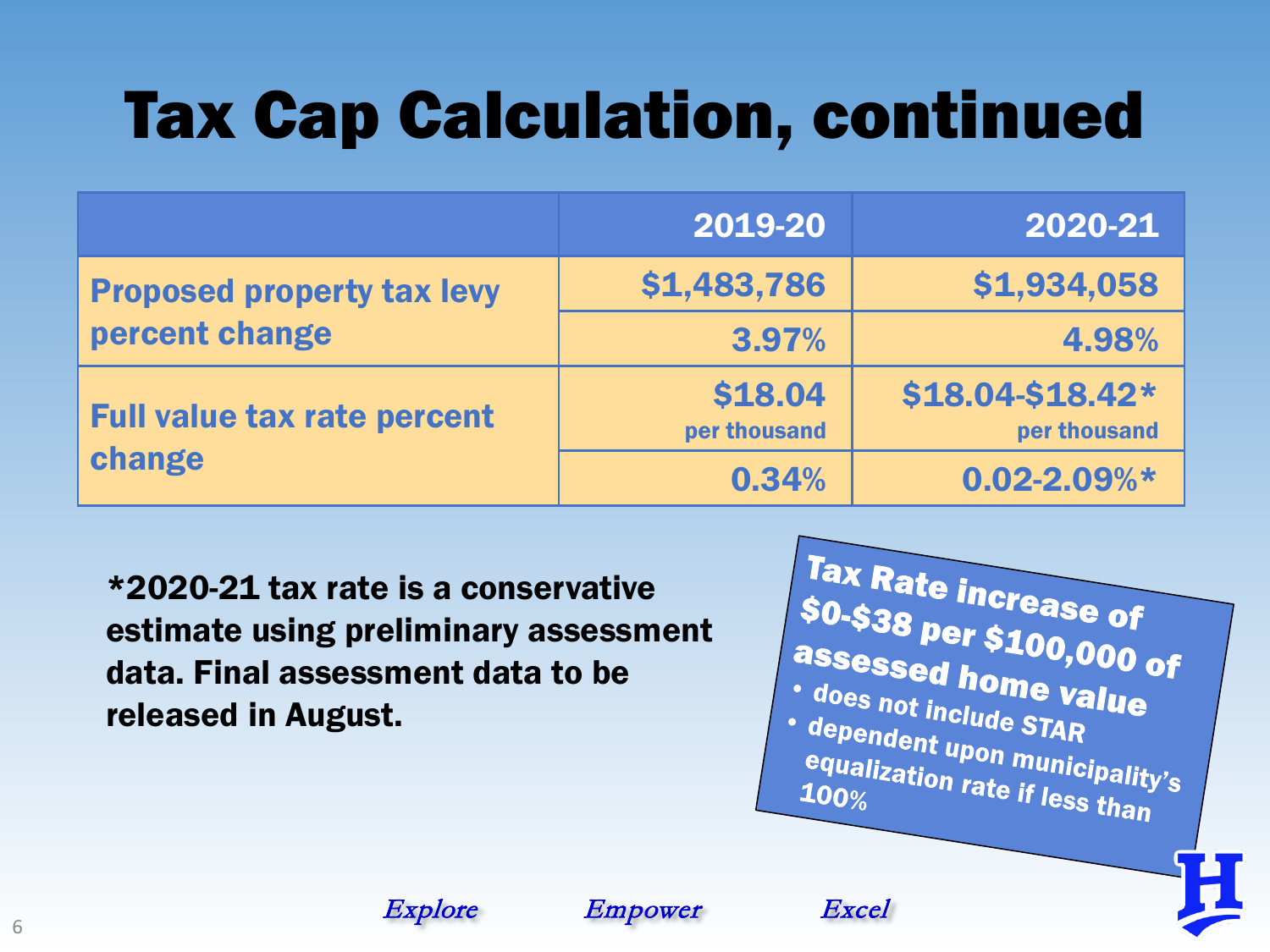# Tax Cap Calculation, continued

| | 2019-20 | 2020-21 |
|---|---|---|
| Proposed property tax levy percent change | $1,483,786 | $1,934,058 |
| | 3.97% | 4.98% |
| Full value tax rate percent change | $18.04 per thousand | $18.04-$18.42* per thousand |
| | 0.34% | 0.02-2.09%* |

**\*2020-21 tax rate is a conservative estimate using preliminary assessment data. Final assessment data to be released in August.**

**Tax Rate increase of $0-$38 per $100,000 of assessed home value**

- does not include STAR
- dependent upon municipality's equalization rate if less than 100%

*Explore* *Empower* *Excel*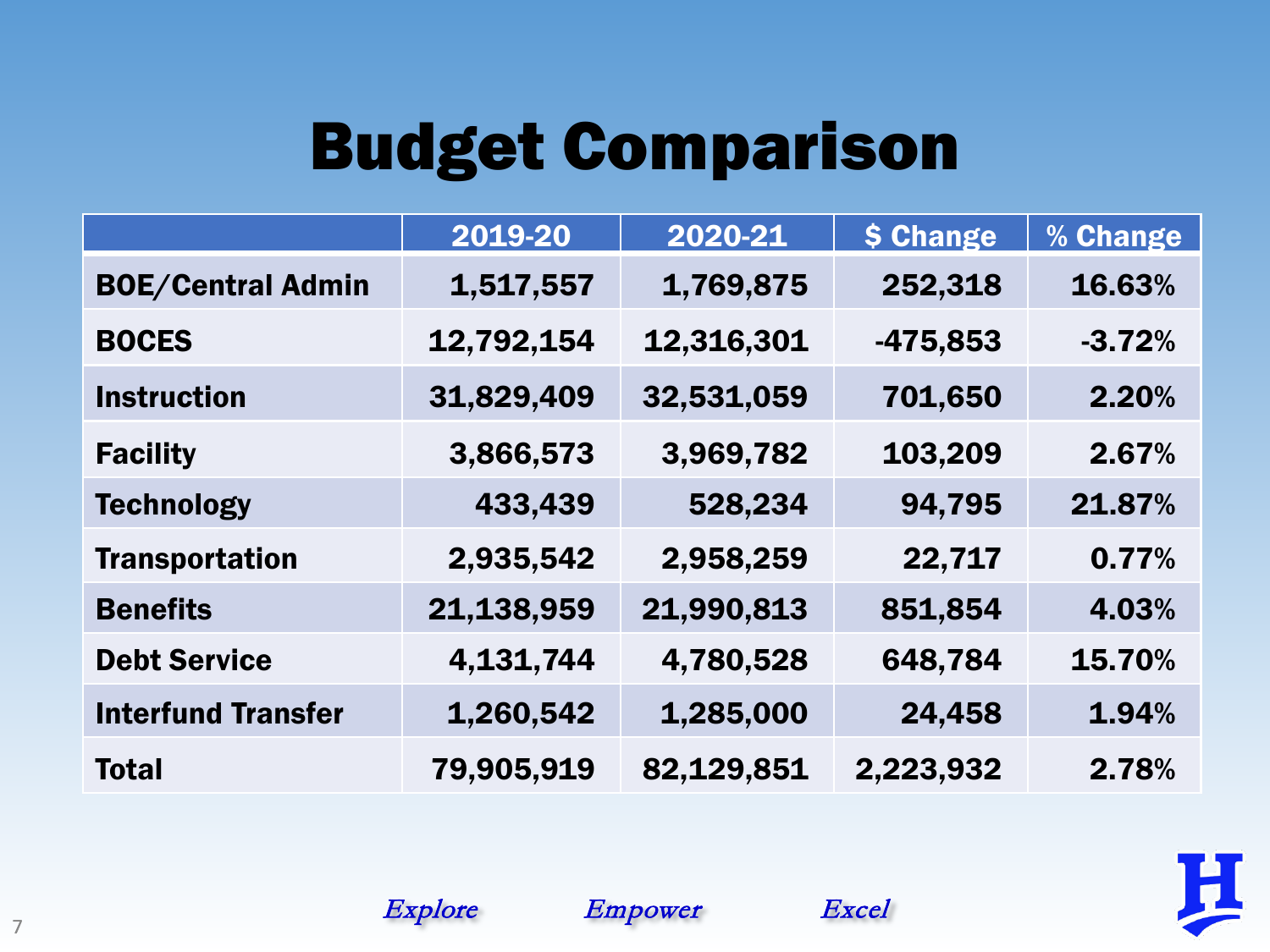# Budget Comparison

| | 2019-20 | 2020-21 | $ Change | % Change |
|---|---|---|---|---|
| **BOE/Central Admin** | 1,517,557 | 1,769,875 | 252,318 | 16.63% |
| **BOCES** | 12,792,154 | 12,316,301 | -475,853 | -3.72% |
| **Instruction** | 31,829,409 | 32,531,059 | 701,650 | 2.20% |
| **Facility** | 3,866,573 | 3,969,782 | 103,209 | 2.67% |
| **Technology** | 433,439 | 528,234 | 94,795 | 21.87% |
| **Transportation** | 2,935,542 | 2,958,259 | 22,717 | 0.77% |
| **Benefits** | 21,138,959 | 21,990,813 | 851,854 | 4.03% |
| **Debt Service** | 4,131,744 | 4,780,528 | 648,784 | 15.70% |
| **Interfund Transfer** | 1,260,542 | 1,285,000 | 24,458 | 1.94% |
| **Total** | 79,905,919 | 82,129,851 | 2,223,932 | 2.78% |

*Explore* *Empower* *Excel*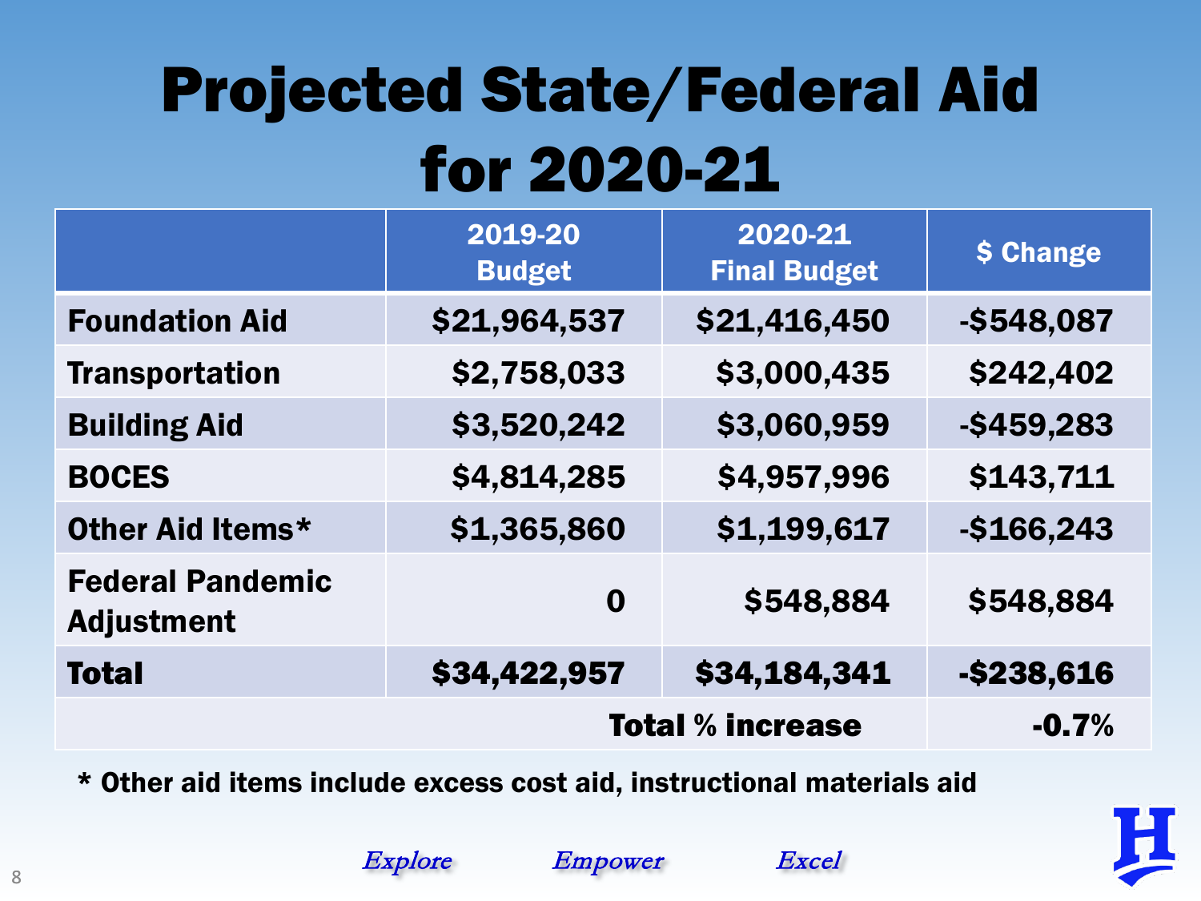# Projected State/Federal Aid for 2020-21

| | 2019-20 Budget | 2020-21 Final Budget | $ Change |
|---|---|---|---|
| **Foundation Aid** | $21,964,537 | $21,416,450 | -$548,087 |
| **Transportation** | $2,758,033 | $3,000,435 | $242,402 |
| **Building Aid** | $3,520,242 | $3,060,959 | -$459,283 |
| **BOCES** | $4,814,285 | $4,957,996 | $143,711 |
| **Other Aid Items*** | $1,365,860 | $1,199,617 | -$166,243 |
| **Federal Pandemic Adjustment** | 0 | $548,884 | $548,884 |
| **Total** | $34,422,957 | $34,184,341 | -$238,616 |
| | | **Total % increase** | -0.7% |

\* Other aid items include excess cost aid, instructional materials aid

*Explore* *Empower* *Excel*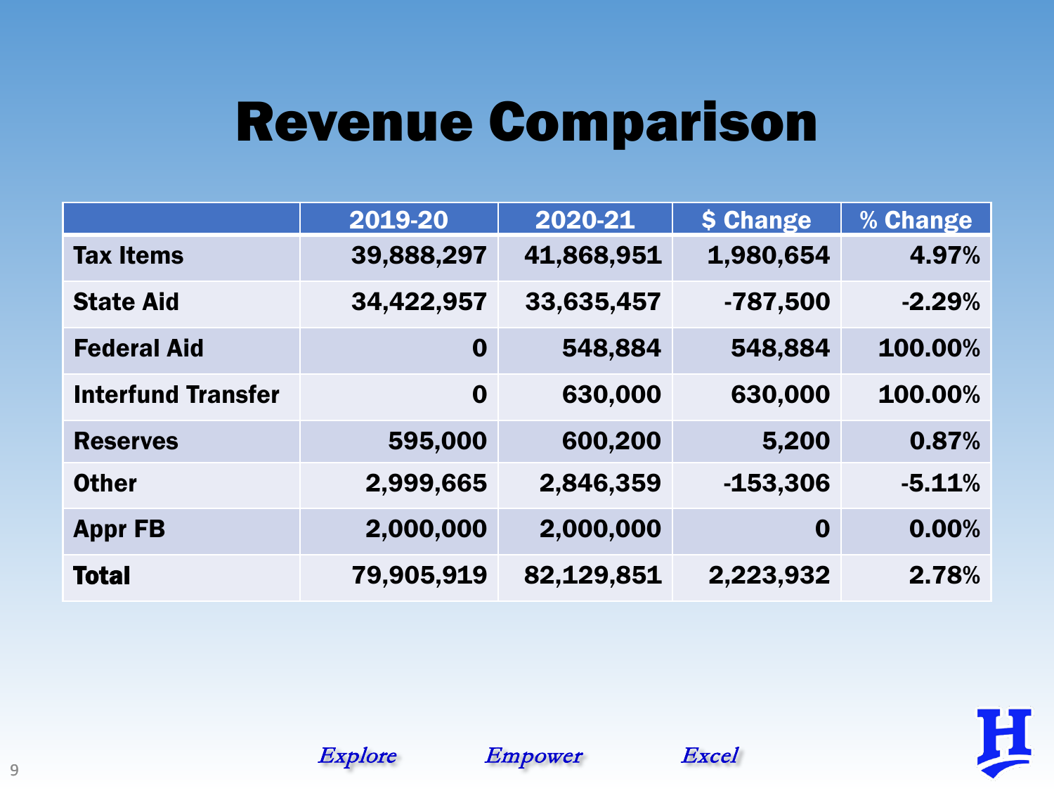# Revenue Comparison

| | 2019-20 | 2020-21 | $ Change | % Change |
|---|---|---|---|---|
| **Tax Items** | 39,888,297 | 41,868,951 | 1,980,654 | 4.97% |
| **State Aid** | 34,422,957 | 33,635,457 | -787,500 | -2.29% |
| **Federal Aid** | 0 | 548,884 | 548,884 | 100.00% |
| **Interfund Transfer** | 0 | 630,000 | 630,000 | 100.00% |
| **Reserves** | 595,000 | 600,200 | 5,200 | 0.87% |
| **Other** | 2,999,665 | 2,846,359 | -153,306 | -5.11% |
| **Appr FB** | 2,000,000 | 2,000,000 | 0 | 0.00% |
| **Total** | 79,905,919 | 82,129,851 | 2,223,932 | 2.78% |

*Explore* *Empower* *Excel*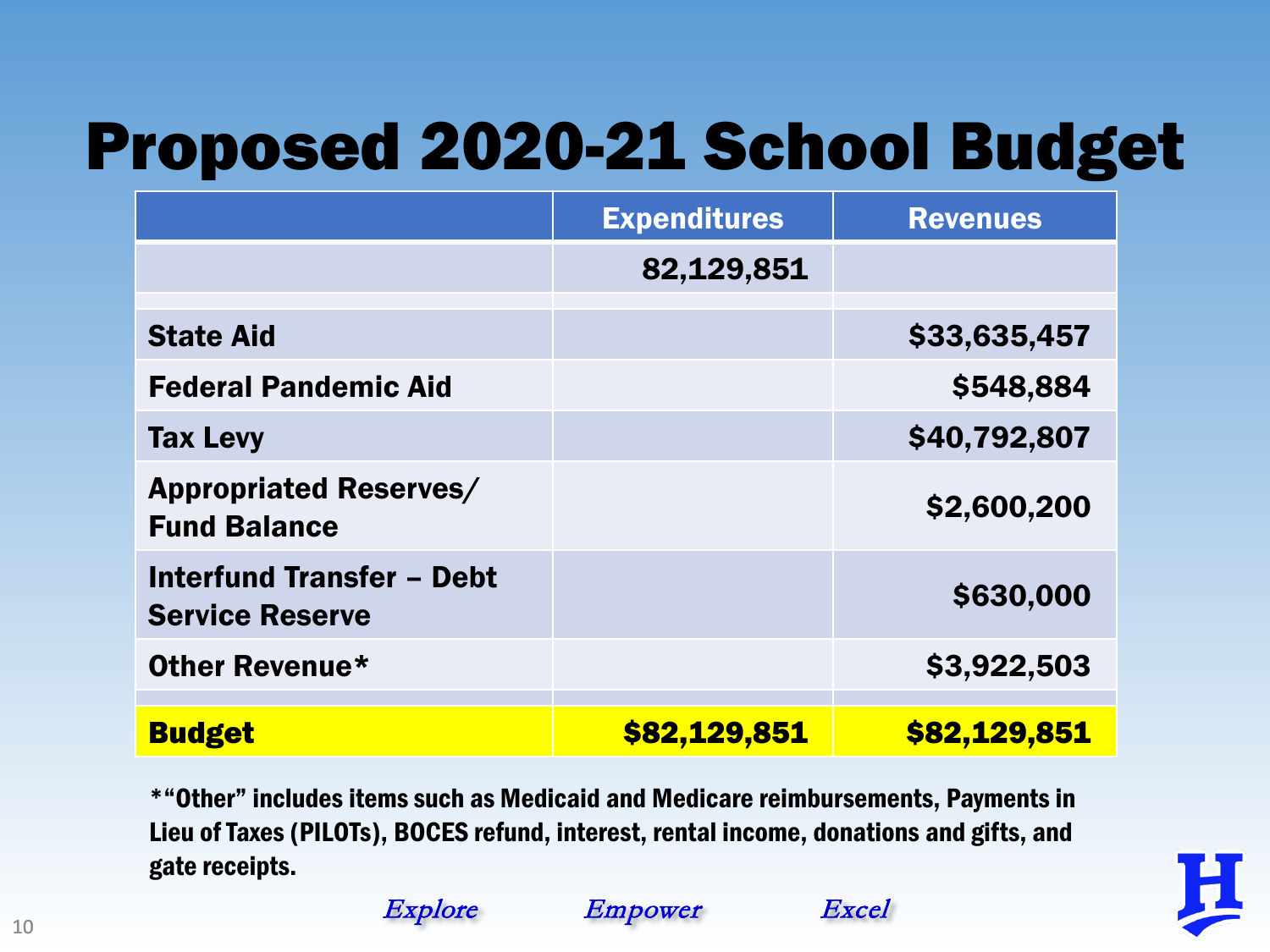# Proposed 2020-21 School Budget

| | Expenditures | Revenues |
|---|---|---|
| | 82,129,851 | |
| | | |
| **State Aid** | | **$33,635,457** |
| **Federal Pandemic Aid** | | **$548,884** |
| **Tax Levy** | | **$40,792,807** |
| **Appropriated Reserves/ Fund Balance** | | **$2,600,200** |
| **Interfund Transfer – Debt Service Reserve** | | **$630,000** |
| **Other Revenue*** | | **$3,922,503** |
| | | |
| **Budget** | **$82,129,851** | **$82,129,851** |

***"Other" includes items such as Medicaid and Medicare reimbursements, Payments in Lieu of Taxes (PILOTs), BOCES refund, interest, rental income, donations and gifts, and gate receipts.**

*Explore* *Empower* *Excel*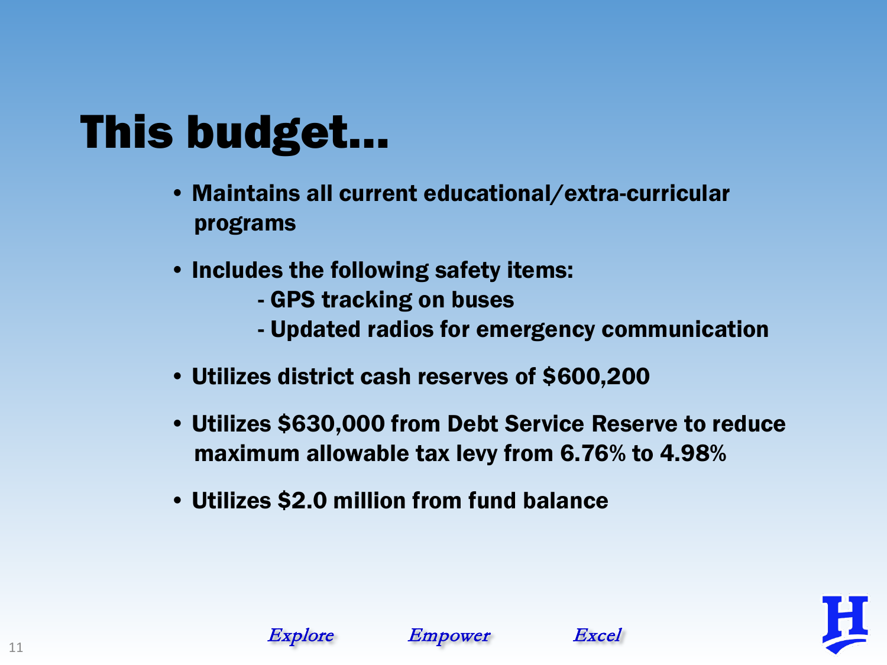# This budget…

- Maintains all current educational/extra-curricular programs
- Includes the following safety items:
  - GPS tracking on buses
  - Updated radios for emergency communication
- Utilizes district cash reserves of $600,200
- Utilizes $630,000 from Debt Service Reserve to reduce maximum allowable tax levy from 6.76% to 4.98%
- Utilizes $2.0 million from fund balance

*Explore* *Empower* *Excel*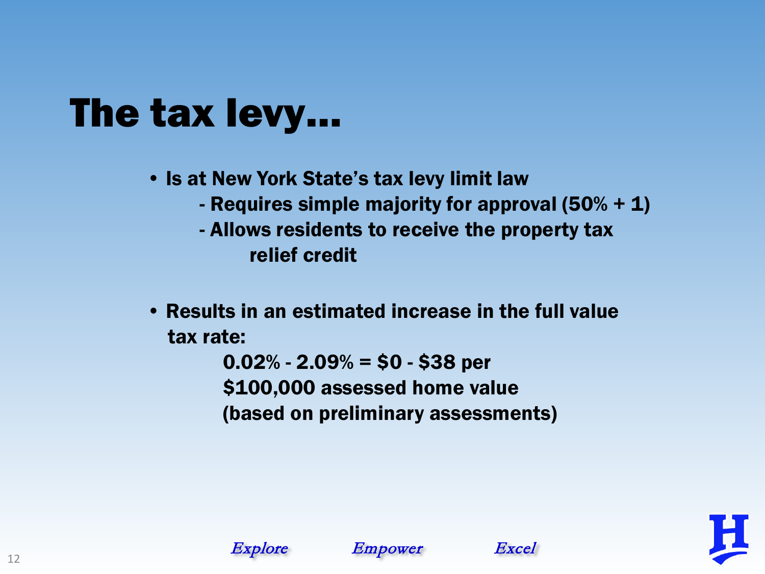# The tax levy…

- Is at New York State's tax levy limit law
  - Requires simple majority for approval (50% + 1)
  - Allows residents to receive the property tax relief credit

- Results in an estimated increase in the full value tax rate:

  0.02% - 2.09% = $0 - $38 per
  $100,000 assessed home value
  (based on preliminary assessments)

*Explore* *Empower* *Excel*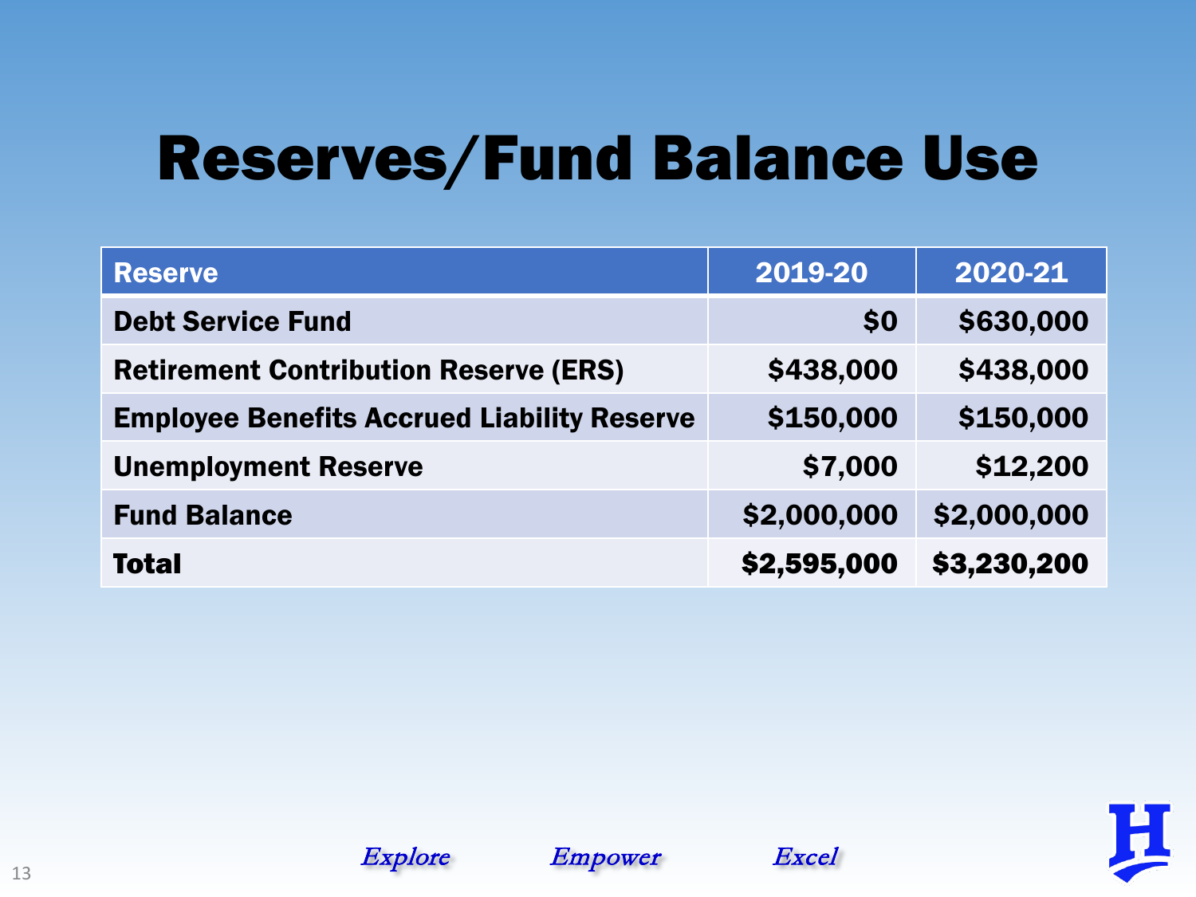# Reserves/Fund Balance Use

| Reserve | 2019-20 | 2020-21 |
|---|---|---|
| Debt Service Fund | $0 | $630,000 |
| Retirement Contribution Reserve (ERS) | $438,000 | $438,000 |
| Employee Benefits Accrued Liability Reserve | $150,000 | $150,000 |
| Unemployment Reserve | $7,000 | $12,200 |
| Fund Balance | $2,000,000 | $2,000,000 |
| **Total** | **$2,595,000** | **$3,230,200** |

*Explore* *Empower* *Excel*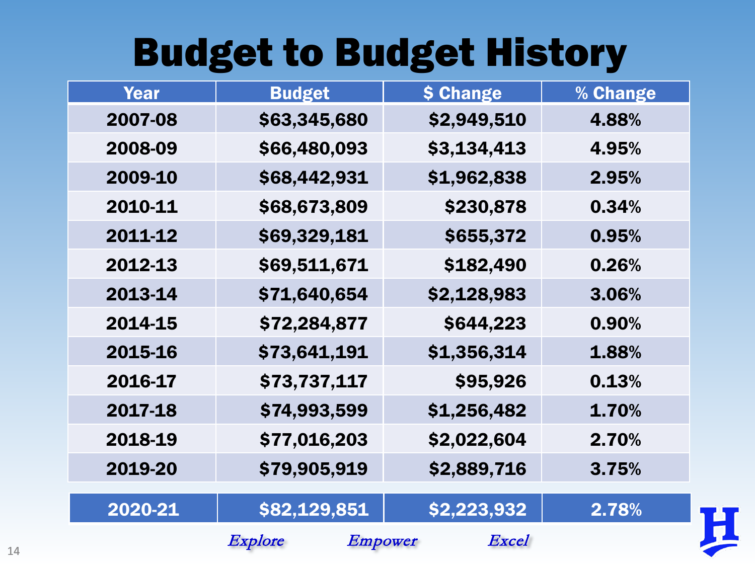# Budget to Budget History

| Year | Budget | $ Change | % Change |
|---|---|---|---|
| 2007-08 | $63,345,680 | $2,949,510 | 4.88% |
| 2008-09 | $66,480,093 | $3,134,413 | 4.95% |
| 2009-10 | $68,442,931 | $1,962,838 | 2.95% |
| 2010-11 | $68,673,809 | $230,878 | 0.34% |
| 2011-12 | $69,329,181 | $655,372 | 0.95% |
| 2012-13 | $69,511,671 | $182,490 | 0.26% |
| 2013-14 | $71,640,654 | $2,128,983 | 3.06% |
| 2014-15 | $72,284,877 | $644,223 | 0.90% |
| 2015-16 | $73,641,191 | $1,356,314 | 1.88% |
| 2016-17 | $73,737,117 | $95,926 | 0.13% |
| 2017-18 | $74,993,599 | $1,256,482 | 1.70% |
| 2018-19 | $77,016,203 | $2,022,604 | 2.70% |
| 2019-20 | $79,905,919 | $2,889,716 | 3.75% |
| **2020-21** | **$82,129,851** | **$2,223,932** | **2.78%** |

*Explore* *Empower* *Excel*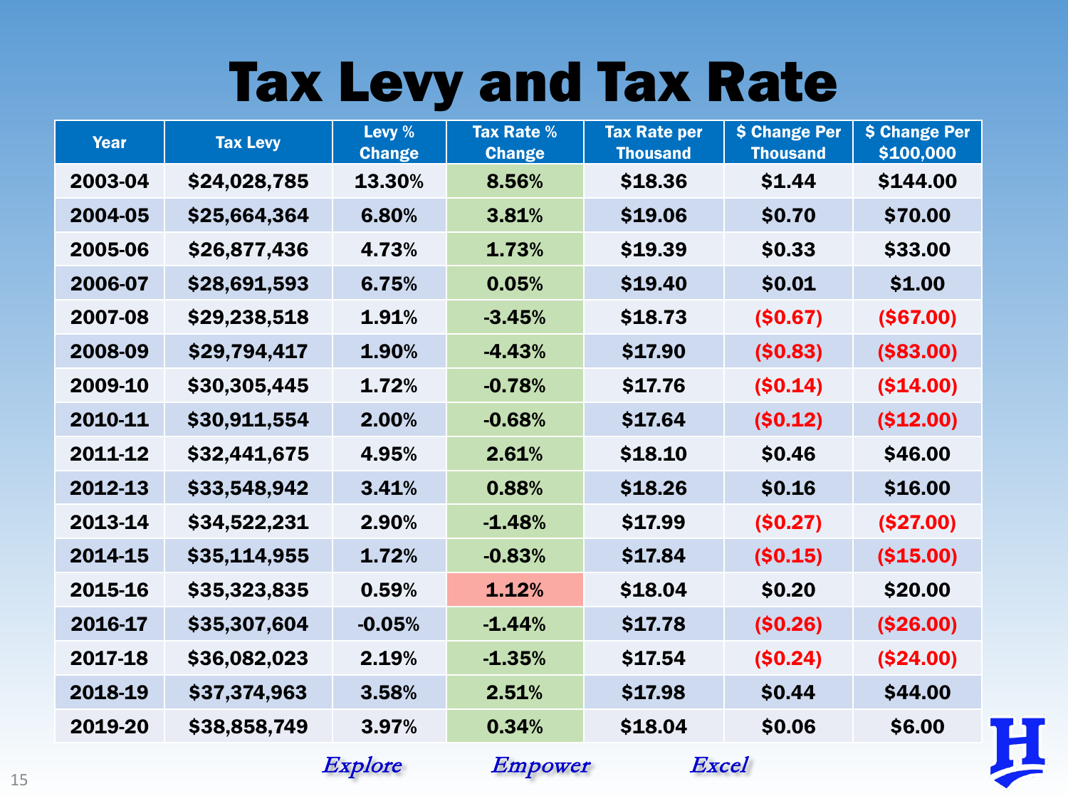# Tax Levy and Tax Rate

| Year | Tax Levy | Levy % Change | Tax Rate % Change | Tax Rate per Thousand | $ Change Per Thousand | $ Change Per $100,000 |
|---|---|---|---|---|---|---|
| 2003-04 | $24,028,785 | 13.30% | 8.56% | $18.36 | $1.44 | $144.00 |
| 2004-05 | $25,664,364 | 6.80% | 3.81% | $19.06 | $0.70 | $70.00 |
| 2005-06 | $26,877,436 | 4.73% | 1.73% | $19.39 | $0.33 | $33.00 |
| 2006-07 | $28,691,593 | 6.75% | 0.05% | $19.40 | $0.01 | $1.00 |
| 2007-08 | $29,238,518 | 1.91% | -3.45% | $18.73 | ($0.67) | ($67.00) |
| 2008-09 | $29,794,417 | 1.90% | -4.43% | $17.90 | ($0.83) | ($83.00) |
| 2009-10 | $30,305,445 | 1.72% | -0.78% | $17.76 | ($0.14) | ($14.00) |
| 2010-11 | $30,911,554 | 2.00% | -0.68% | $17.64 | ($0.12) | ($12.00) |
| 2011-12 | $32,441,675 | 4.95% | 2.61% | $18.10 | $0.46 | $46.00 |
| 2012-13 | $33,548,942 | 3.41% | 0.88% | $18.26 | $0.16 | $16.00 |
| 2013-14 | $34,522,231 | 2.90% | -1.48% | $17.99 | ($0.27) | ($27.00) |
| 2014-15 | $35,114,955 | 1.72% | -0.83% | $17.84 | ($0.15) | ($15.00) |
| 2015-16 | $35,323,835 | 0.59% | 1.12% | $18.04 | $0.20 | $20.00 |
| 2016-17 | $35,307,604 | -0.05% | -1.44% | $17.78 | ($0.26) | ($26.00) |
| 2017-18 | $36,082,023 | 2.19% | -1.35% | $17.54 | ($0.24) | ($24.00) |
| 2018-19 | $37,374,963 | 3.58% | 2.51% | $17.98 | $0.44 | $44.00 |
| 2019-20 | $38,858,749 | 3.97% | 0.34% | $18.04 | $0.06 | $6.00 |

*Explore* *Empower* *Excel*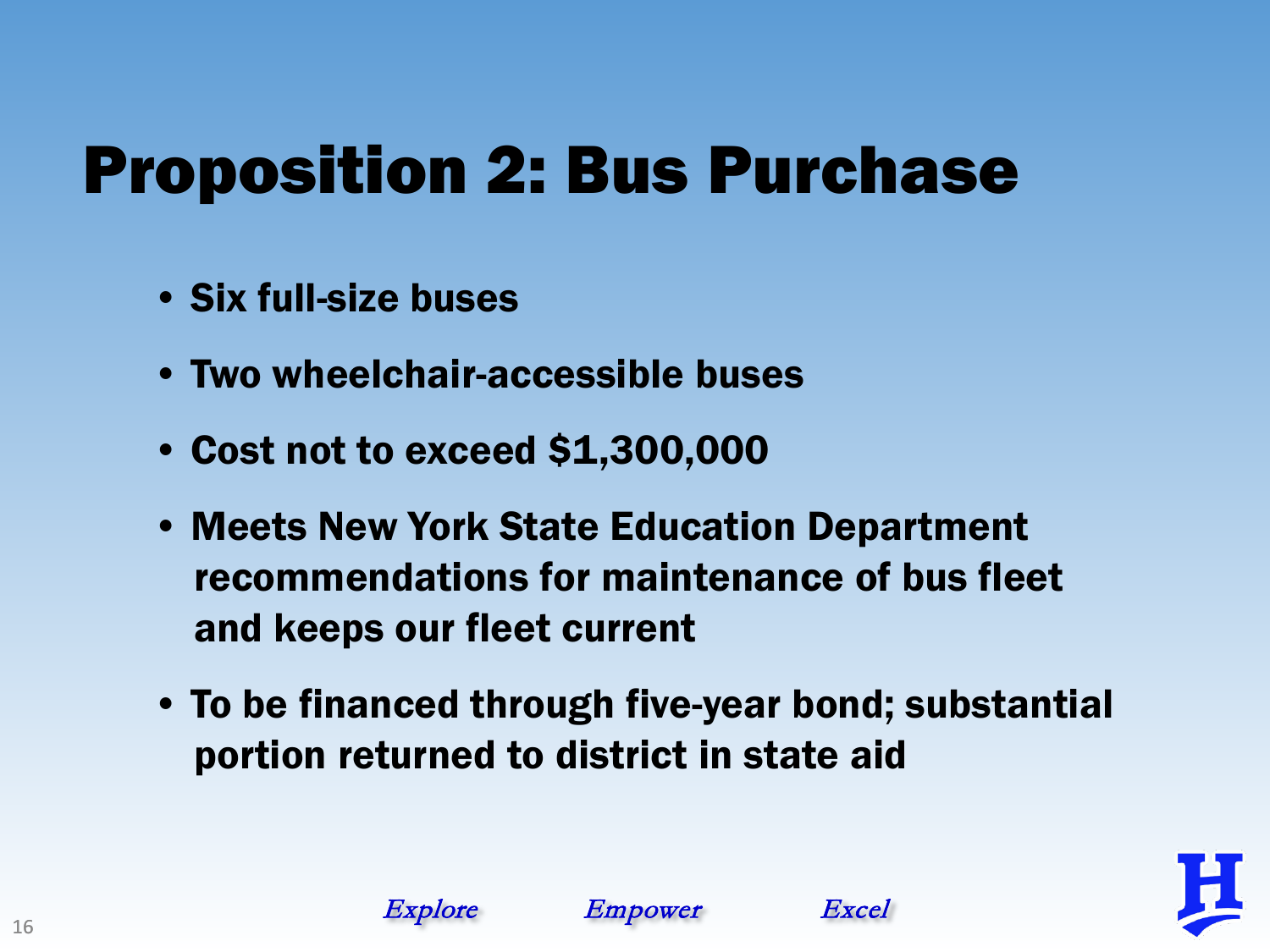# Proposition 2: Bus Purchase

- Six full-size buses
- Two wheelchair-accessible buses
- Cost not to exceed $1,300,000
- Meets New York State Education Department recommendations for maintenance of bus fleet and keeps our fleet current
- To be financed through five-year bond; substantial portion returned to district in state aid

*Explore* *Empower* *Excel*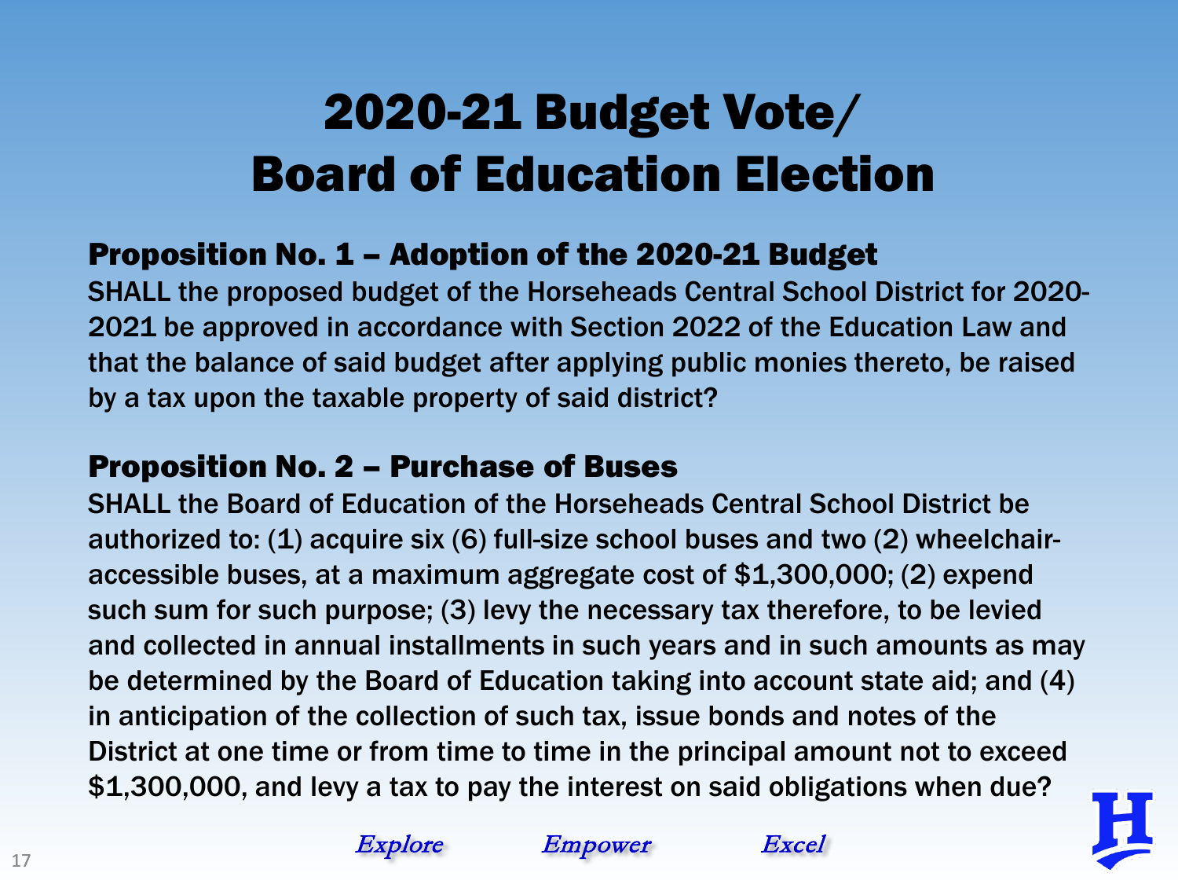# 2020-21 Budget Vote/ Board of Education Election

## Proposition No. 1 – Adoption of the 2020-21 Budget

SHALL the proposed budget of the Horseheads Central School District for 2020-2021 be approved in accordance with Section 2022 of the Education Law and that the balance of said budget after applying public monies thereto, be raised by a tax upon the taxable property of said district?

## Proposition No. 2 – Purchase of Buses

SHALL the Board of Education of the Horseheads Central School District be authorized to: (1) acquire six (6) full-size school buses and two (2) wheelchair-accessible buses, at a maximum aggregate cost of $1,300,000; (2) expend such sum for such purpose; (3) levy the necessary tax therefore, to be levied and collected in annual installments in such years and in such amounts as may be determined by the Board of Education taking into account state aid; and (4) in anticipation of the collection of such tax, issue bonds and notes of the District at one time or from time to time in the principal amount not to exceed $1,300,000, and levy a tax to pay the interest on said obligations when due?

*Explore* *Empower* *Excel*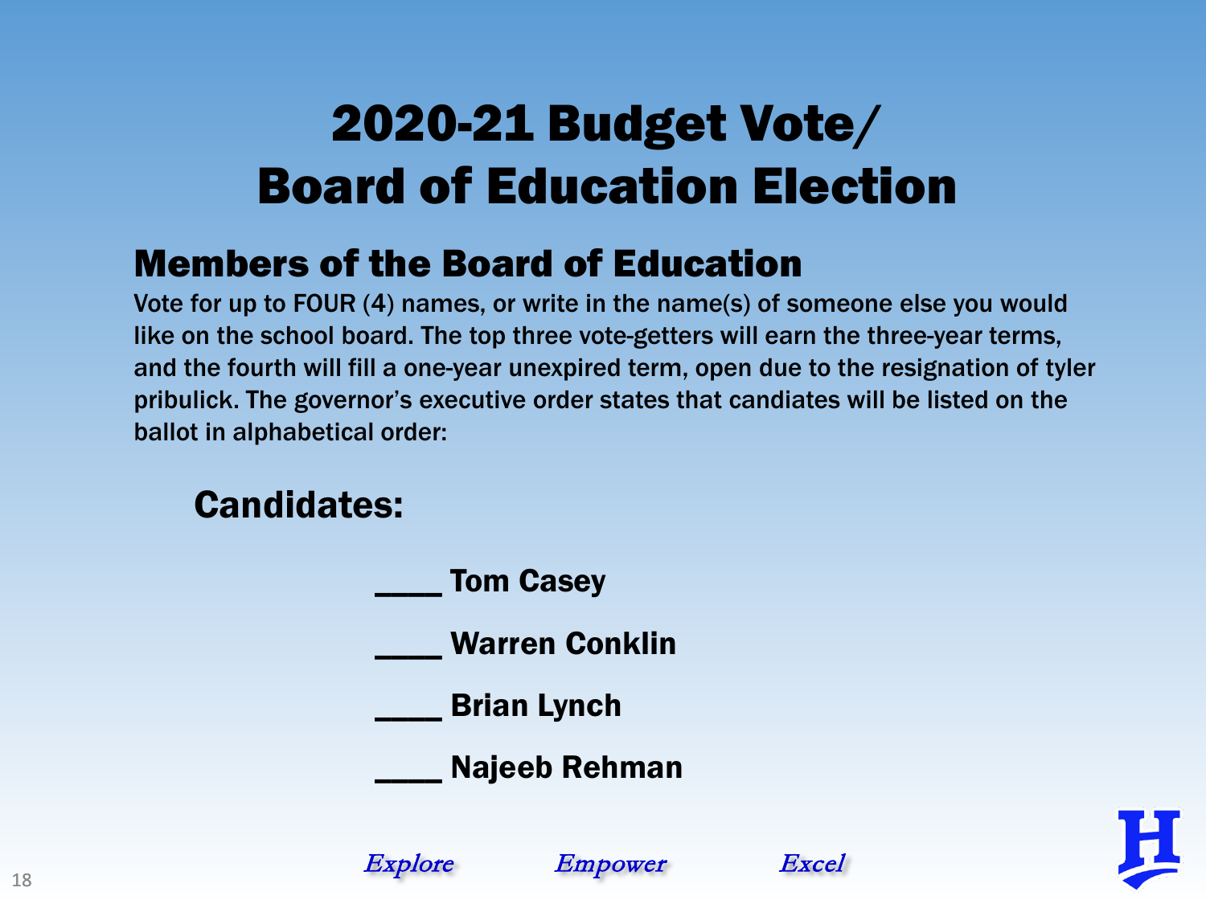# 2020-21 Budget Vote/ Board of Education Election

## Members of the Board of Education

Vote for up to FOUR (4) names, or write in the name(s) of someone else you would like on the school board. The top three vote-getters will earn the three-year terms, and the fourth will fill a one-year unexpired term, open due to the resignation of tyler pribulick. The governor's executive order states that candiates will be listed on the ballot in alphabetical order:

### Candidates:

____ Tom Casey

____ Warren Conklin

____ Brian Lynch

____ Najeeb Rehman

*Explore* *Empower* *Excel*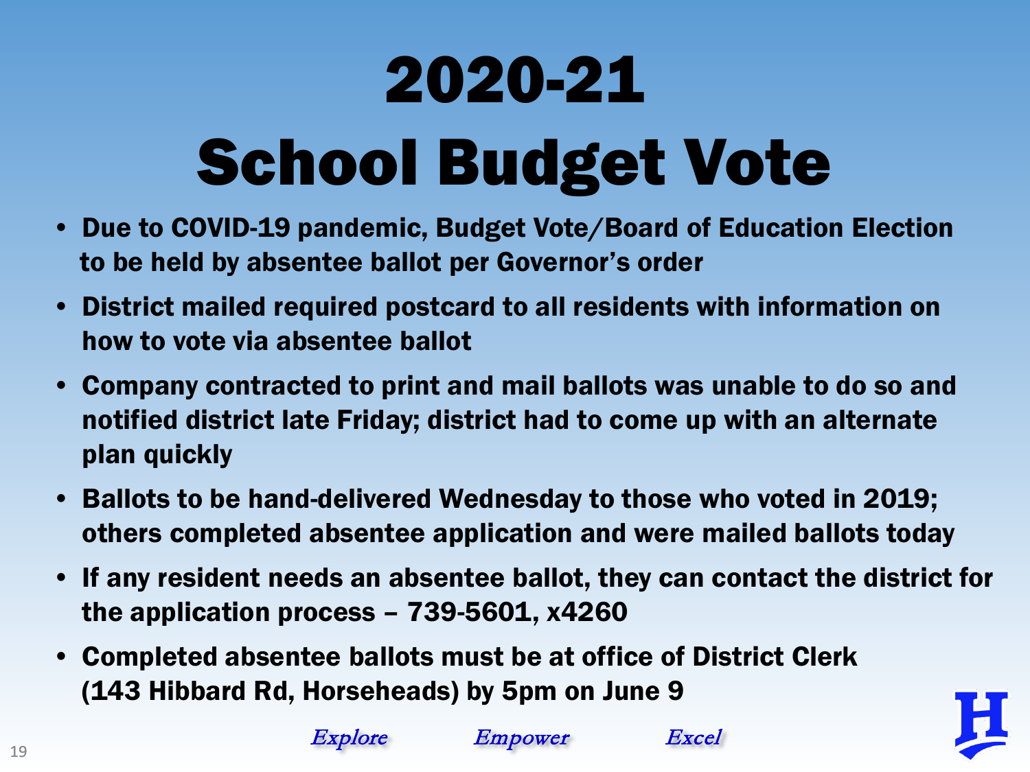# 2020-21 School Budget Vote

- Due to COVID-19 pandemic, Budget Vote/Board of Education Election to be held by absentee ballot per Governor's order
- District mailed required postcard to all residents with information on how to vote via absentee ballot
- Company contracted to print and mail ballots was unable to do so and notified district late Friday; district had to come up with an alternate plan quickly
- Ballots to be hand-delivered Wednesday to those who voted in 2019; others completed absentee application and were mailed ballots today
- If any resident needs an absentee ballot, they can contact the district for the application process – 739-5601, x4260
- Completed absentee ballots must be at office of District Clerk (143 Hibbard Rd, Horseheads) by 5pm on June 9

*Explore* *Empower* *Excel*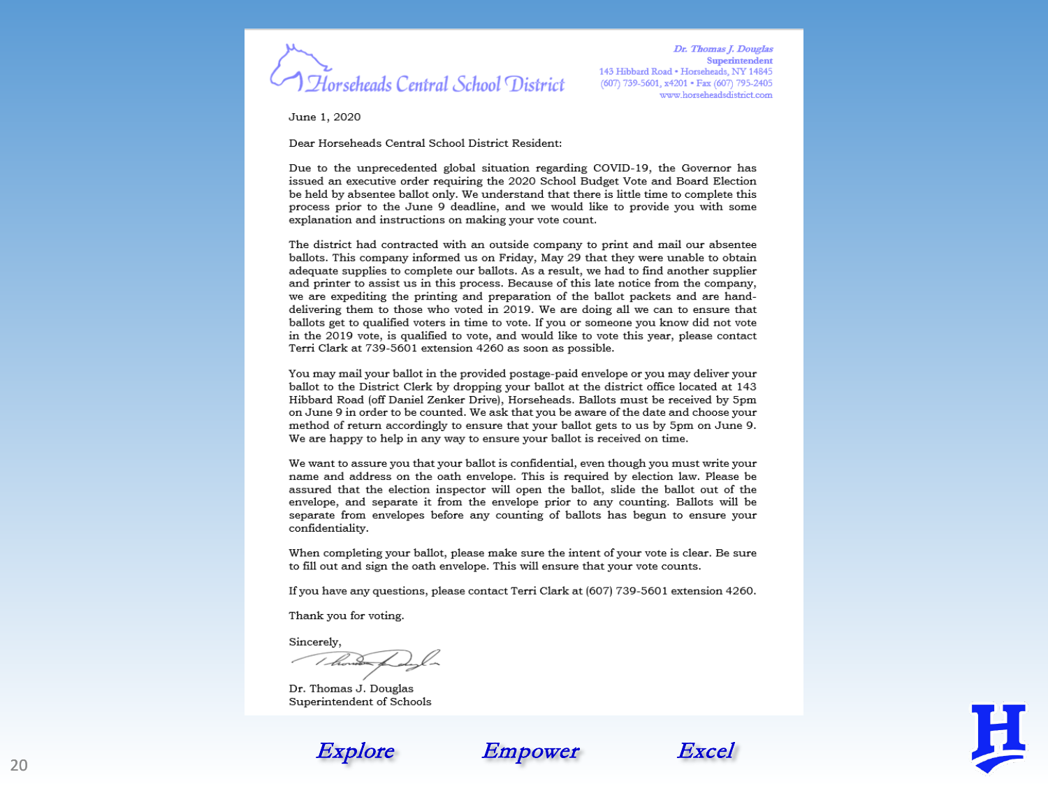**Horseheads Central School District**

Dr. Thomas J. Douglas
Superintendent
143 Hibbard Road • Horseheads, NY 14845
(607) 739-5601, x4201 • Fax (607) 795-2405
www.horseheadsdistrict.com

June 1, 2020

Dear Horseheads Central School District Resident:

Due to the unprecedented global situation regarding COVID-19, the Governor has issued an executive order requiring the 2020 School Budget Vote and Board Election be held by absentee ballot only. We understand that there is little time to complete this process prior to the June 9 deadline, and we would like to provide you with some explanation and instructions on making your vote count.

The district had contracted with an outside company to print and mail our absentee ballots. This company informed us on Friday, May 29 that they were unable to obtain adequate supplies to complete our ballots. As a result, we had to find another supplier and printer to assist us in this process. Because of this late notice from the company, we are expediting the printing and preparation of the ballot packets and are hand-delivering them to those who voted in 2019. We are doing all we can to ensure that ballots get to qualified voters in time to vote. If you or someone you know did not vote in the 2019 vote, is qualified to vote, and would like to vote this year, please contact Terri Clark at 739-5601 extension 4260 as soon as possible.

You may mail your ballot in the provided postage-paid envelope or you may deliver your ballot to the District Clerk by dropping your ballot at the district office located at 143 Hibbard Road (off Daniel Zenker Drive), Horseheads. Ballots must be received by 5pm on June 9 in order to be counted. We ask that you be aware of the date and choose your method of return accordingly to ensure that your ballot gets to us by 5pm on June 9. We are happy to help in any way to ensure your ballot is received on time.

We want to assure you that your ballot is confidential, even though you must write your name and address on the oath envelope. This is required by election law. Please be assured that the election inspector will open the ballot, slide the ballot out of the envelope, and separate it from the envelope prior to any counting. Ballots will be separate from envelopes before any counting of ballots has begun to ensure your confidentiality.

When completing your ballot, please make sure the intent of your vote is clear. Be sure to fill out and sign the oath envelope. This will ensure that your vote counts.

If you have any questions, please contact Terri Clark at (607) 739-5601 extension 4260.

Thank you for voting.

Sincerely,

Dr. Thomas J. Douglas
Superintendent of Schools

*Explore* *Empower* *Excel*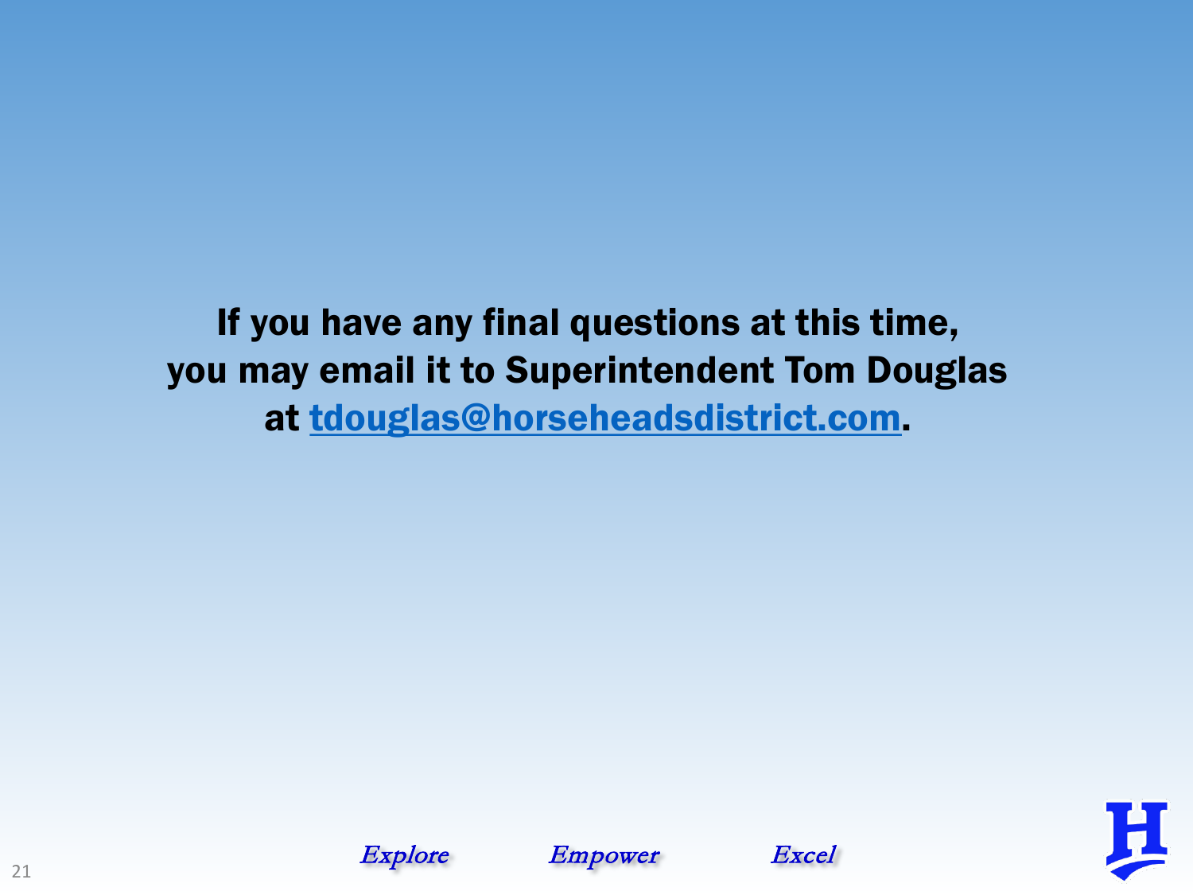**If you have any final questions at this time, you may email it to Superintendent Tom Douglas at tdouglas@horseheadsdistrict.com.**

*Explore* *Empower* *Excel*